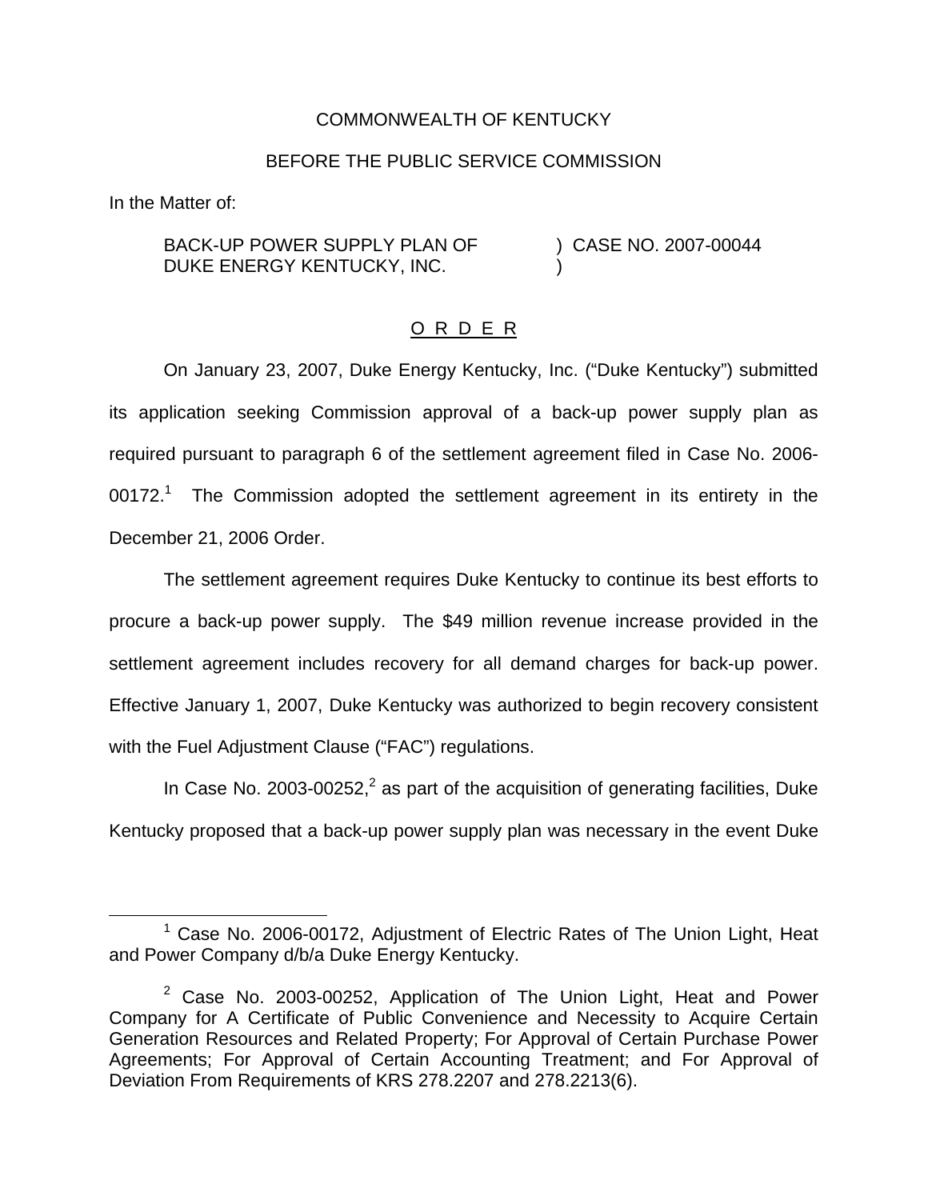COMMONWEALTH OF KENTUCKY

BEFORE THE PUBLIC SERVICE COMMISSION

In the Matter of:

| | |
|---|---|
| BACK-UP POWER SUPPLY PLAN OF DUKE ENERGY KENTUCKY, INC. | ) CASE NO. 2007-00044 ) |

## O R D E R

On January 23, 2007, Duke Energy Kentucky, Inc. ("Duke Kentucky") submitted its application seeking Commission approval of a back-up power supply plan as required pursuant to paragraph 6 of the settlement agreement filed in Case No. 2006-00172.[1] The Commission adopted the settlement agreement in its entirety in the December 21, 2006 Order.

The settlement agreement requires Duke Kentucky to continue its best efforts to procure a back-up power supply. The $49 million revenue increase provided in the settlement agreement includes recovery for all demand charges for back-up power. Effective January 1, 2007, Duke Kentucky was authorized to begin recovery consistent with the Fuel Adjustment Clause ("FAC") regulations.

In Case No. 2003-00252,[2] as part of the acquisition of generating facilities, Duke Kentucky proposed that a back-up power supply plan was necessary in the event Duke

---

[1] Case No. 2006-00172, Adjustment of Electric Rates of The Union Light, Heat and Power Company d/b/a Duke Energy Kentucky.

[2] Case No. 2003-00252, Application of The Union Light, Heat and Power Company for A Certificate of Public Convenience and Necessity to Acquire Certain Generation Resources and Related Property; For Approval of Certain Purchase Power Agreements; For Approval of Certain Accounting Treatment; and For Approval of Deviation From Requirements of KRS 278.2207 and 278.2213(6).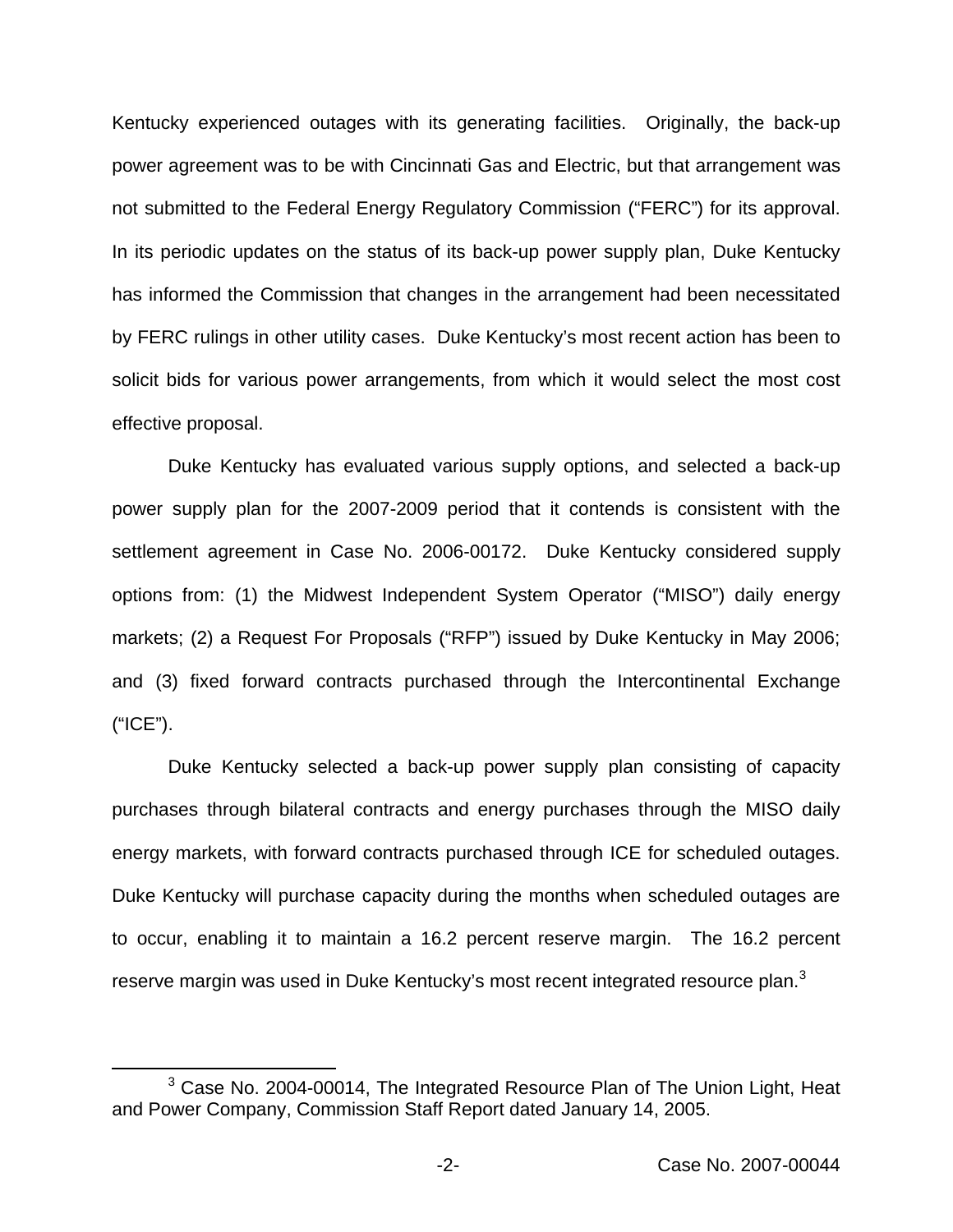Kentucky experienced outages with its generating facilities. Originally, the back-up power agreement was to be with Cincinnati Gas and Electric, but that arrangement was not submitted to the Federal Energy Regulatory Commission ("FERC") for its approval. In its periodic updates on the status of its back-up power supply plan, Duke Kentucky has informed the Commission that changes in the arrangement had been necessitated by FERC rulings in other utility cases. Duke Kentucky's most recent action has been to solicit bids for various power arrangements, from which it would select the most cost effective proposal.

Duke Kentucky has evaluated various supply options, and selected a back-up power supply plan for the 2007-2009 period that it contends is consistent with the settlement agreement in Case No. 2006-00172. Duke Kentucky considered supply options from: (1) the Midwest Independent System Operator ("MISO") daily energy markets; (2) a Request For Proposals ("RFP") issued by Duke Kentucky in May 2006; and (3) fixed forward contracts purchased through the Intercontinental Exchange ("ICE").

Duke Kentucky selected a back-up power supply plan consisting of capacity purchases through bilateral contracts and energy purchases through the MISO daily energy markets, with forward contracts purchased through ICE for scheduled outages. Duke Kentucky will purchase capacity during the months when scheduled outages are to occur, enabling it to maintain a 16.2 percent reserve margin. The 16.2 percent reserve margin was used in Duke Kentucky's most recent integrated resource plan.[3]

[3] Case No. 2004-00014, The Integrated Resource Plan of The Union Light, Heat and Power Company, Commission Staff Report dated January 14, 2005.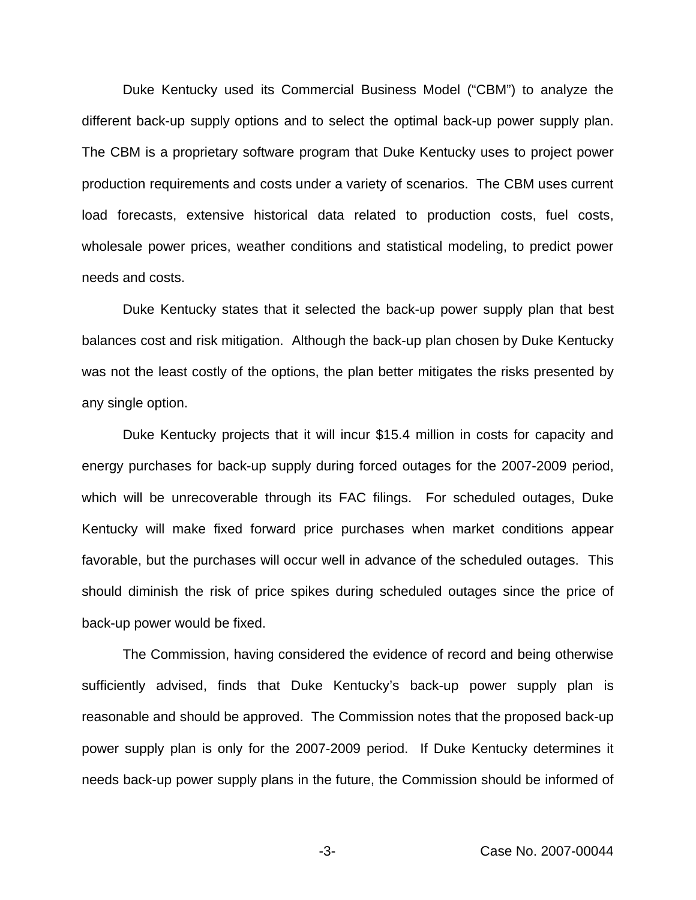Duke Kentucky used its Commercial Business Model ("CBM") to analyze the different back-up supply options and to select the optimal back-up power supply plan. The CBM is a proprietary software program that Duke Kentucky uses to project power production requirements and costs under a variety of scenarios. The CBM uses current load forecasts, extensive historical data related to production costs, fuel costs, wholesale power prices, weather conditions and statistical modeling, to predict power needs and costs.

Duke Kentucky states that it selected the back-up power supply plan that best balances cost and risk mitigation. Although the back-up plan chosen by Duke Kentucky was not the least costly of the options, the plan better mitigates the risks presented by any single option.

Duke Kentucky projects that it will incur $15.4 million in costs for capacity and energy purchases for back-up supply during forced outages for the 2007-2009 period, which will be unrecoverable through its FAC filings. For scheduled outages, Duke Kentucky will make fixed forward price purchases when market conditions appear favorable, but the purchases will occur well in advance of the scheduled outages. This should diminish the risk of price spikes during scheduled outages since the price of back-up power would be fixed.

The Commission, having considered the evidence of record and being otherwise sufficiently advised, finds that Duke Kentucky's back-up power supply plan is reasonable and should be approved. The Commission notes that the proposed back-up power supply plan is only for the 2007-2009 period. If Duke Kentucky determines it needs back-up power supply plans in the future, the Commission should be informed of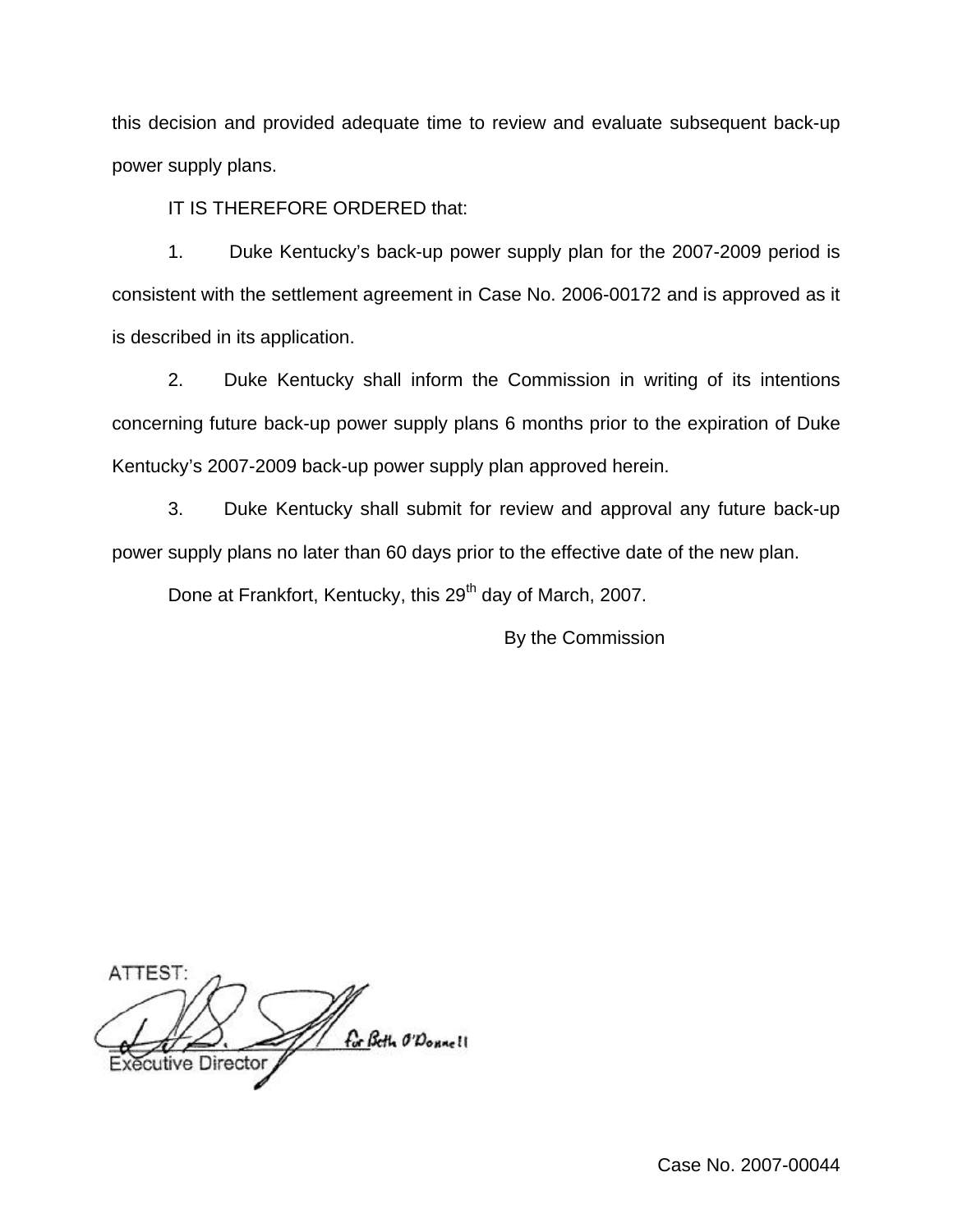this decision and provided adequate time to review and evaluate subsequent back-up power supply plans.

IT IS THEREFORE ORDERED that:

1. Duke Kentucky's back-up power supply plan for the 2007-2009 period is consistent with the settlement agreement in Case No. 2006-00172 and is approved as it is described in its application.

2. Duke Kentucky shall inform the Commission in writing of its intentions concerning future back-up power supply plans 6 months prior to the expiration of Duke Kentucky's 2007-2009 back-up power supply plan approved herein.

3. Duke Kentucky shall submit for review and approval any future back-up power supply plans no later than 60 days prior to the effective date of the new plan.

Done at Frankfort, Kentucky, this 29th day of March, 2007.

By the Commission

ATTEST:

for Beth O'Donnell

Executive Director

Case No. 2007-00044